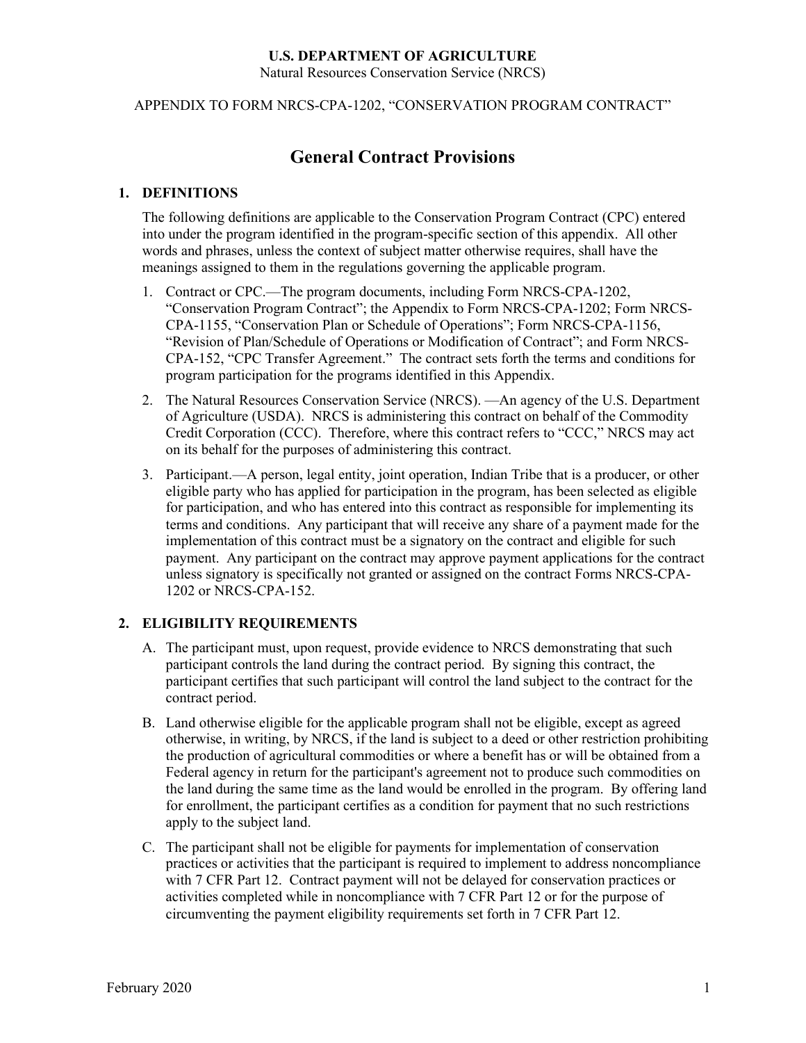**U.S. DEPARTMENT OF AGRICULTURE**
Natural Resources Conservation Service (NRCS)

APPENDIX TO FORM NRCS-CPA-1202, "CONSERVATION PROGRAM CONTRACT"

# General Contract Provisions

## 1. DEFINITIONS

The following definitions are applicable to the Conservation Program Contract (CPC) entered into under the program identified in the program-specific section of this appendix. All other words and phrases, unless the context of subject matter otherwise requires, shall have the meanings assigned to them in the regulations governing the applicable program.

1. Contract or CPC.—The program documents, including Form NRCS-CPA-1202, "Conservation Program Contract"; the Appendix to Form NRCS-CPA-1202; Form NRCS-CPA-1155, "Conservation Plan or Schedule of Operations"; Form NRCS-CPA-1156, "Revision of Plan/Schedule of Operations or Modification of Contract"; and Form NRCS-CPA-152, "CPC Transfer Agreement." The contract sets forth the terms and conditions for program participation for the programs identified in this Appendix.
2. The Natural Resources Conservation Service (NRCS). —An agency of the U.S. Department of Agriculture (USDA). NRCS is administering this contract on behalf of the Commodity Credit Corporation (CCC). Therefore, where this contract refers to "CCC," NRCS may act on its behalf for the purposes of administering this contract.
3. Participant.—A person, legal entity, joint operation, Indian Tribe that is a producer, or other eligible party who has applied for participation in the program, has been selected as eligible for participation, and who has entered into this contract as responsible for implementing its terms and conditions. Any participant that will receive any share of a payment made for the implementation of this contract must be a signatory on the contract and eligible for such payment. Any participant on the contract may approve payment applications for the contract unless signatory is specifically not granted or assigned on the contract Forms NRCS-CPA-1202 or NRCS-CPA-152.

## 2. ELIGIBILITY REQUIREMENTS

A. The participant must, upon request, provide evidence to NRCS demonstrating that such participant controls the land during the contract period. By signing this contract, the participant certifies that such participant will control the land subject to the contract for the contract period.

B. Land otherwise eligible for the applicable program shall not be eligible, except as agreed otherwise, in writing, by NRCS, if the land is subject to a deed or other restriction prohibiting the production of agricultural commodities or where a benefit has or will be obtained from a Federal agency in return for the participant's agreement not to produce such commodities on the land during the same time as the land would be enrolled in the program. By offering land for enrollment, the participant certifies as a condition for payment that no such restrictions apply to the subject land.

C. The participant shall not be eligible for payments for implementation of conservation practices or activities that the participant is required to implement to address noncompliance with 7 CFR Part 12. Contract payment will not be delayed for conservation practices or activities completed while in noncompliance with 7 CFR Part 12 or for the purpose of circumventing the payment eligibility requirements set forth in 7 CFR Part 12.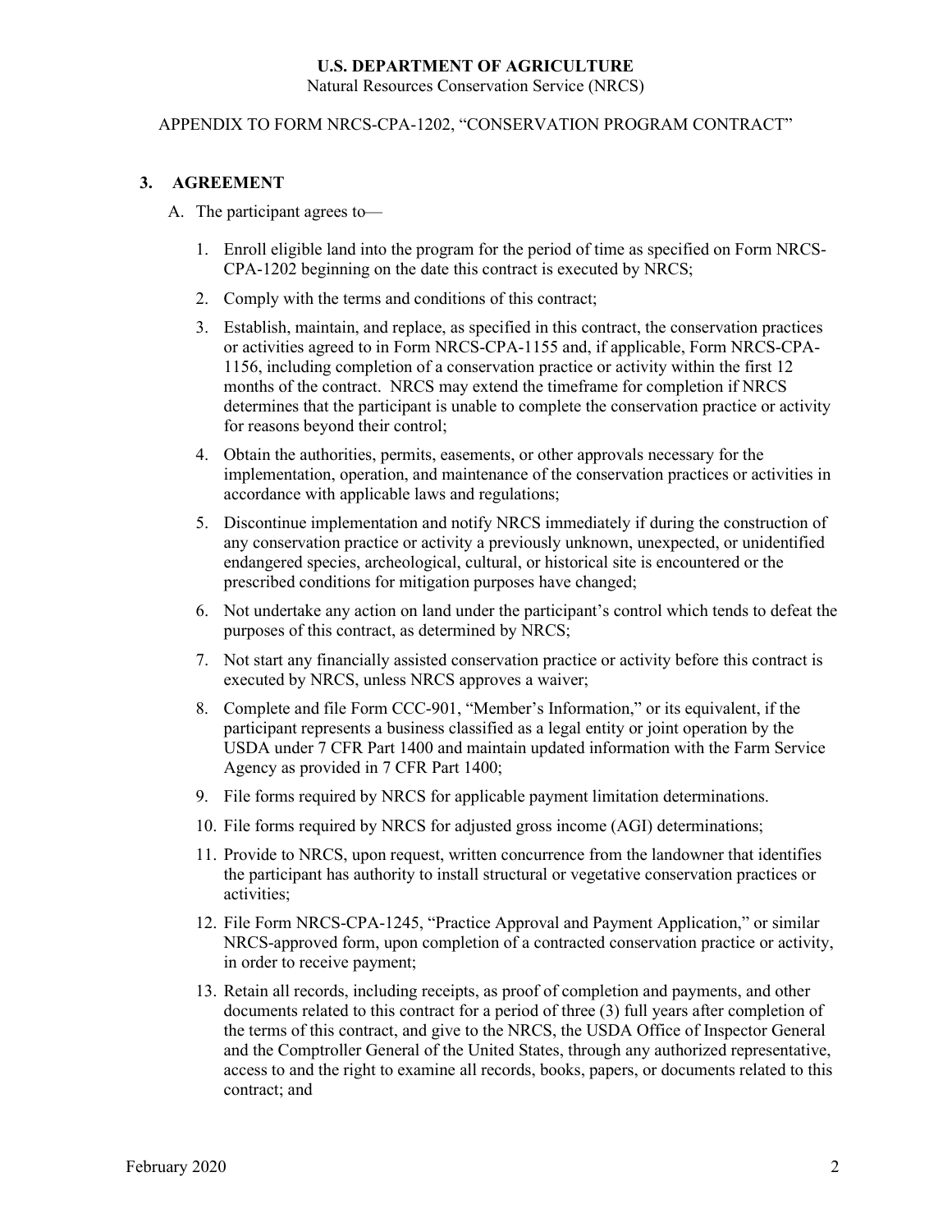**U.S. DEPARTMENT OF AGRICULTURE**
Natural Resources Conservation Service (NRCS)

APPENDIX TO FORM NRCS-CPA-1202, "CONSERVATION PROGRAM CONTRACT"

## 3. AGREEMENT

A. The participant agrees to—

1. Enroll eligible land into the program for the period of time as specified on Form NRCS-CPA-1202 beginning on the date this contract is executed by NRCS;
2. Comply with the terms and conditions of this contract;
3. Establish, maintain, and replace, as specified in this contract, the conservation practices or activities agreed to in Form NRCS-CPA-1155 and, if applicable, Form NRCS-CPA-1156, including completion of a conservation practice or activity within the first 12 months of the contract. NRCS may extend the timeframe for completion if NRCS determines that the participant is unable to complete the conservation practice or activity for reasons beyond their control;
4. Obtain the authorities, permits, easements, or other approvals necessary for the implementation, operation, and maintenance of the conservation practices or activities in accordance with applicable laws and regulations;
5. Discontinue implementation and notify NRCS immediately if during the construction of any conservation practice or activity a previously unknown, unexpected, or unidentified endangered species, archeological, cultural, or historical site is encountered or the prescribed conditions for mitigation purposes have changed;
6. Not undertake any action on land under the participant's control which tends to defeat the purposes of this contract, as determined by NRCS;
7. Not start any financially assisted conservation practice or activity before this contract is executed by NRCS, unless NRCS approves a waiver;
8. Complete and file Form CCC-901, "Member's Information," or its equivalent, if the participant represents a business classified as a legal entity or joint operation by the USDA under 7 CFR Part 1400 and maintain updated information with the Farm Service Agency as provided in 7 CFR Part 1400;
9. File forms required by NRCS for applicable payment limitation determinations.
10. File forms required by NRCS for adjusted gross income (AGI) determinations;
11. Provide to NRCS, upon request, written concurrence from the landowner that identifies the participant has authority to install structural or vegetative conservation practices or activities;
12. File Form NRCS-CPA-1245, "Practice Approval and Payment Application," or similar NRCS-approved form, upon completion of a contracted conservation practice or activity, in order to receive payment;
13. Retain all records, including receipts, as proof of completion and payments, and other documents related to this contract for a period of three (3) full years after completion of the terms of this contract, and give to the NRCS, the USDA Office of Inspector General and the Comptroller General of the United States, through any authorized representative, access to and the right to examine all records, books, papers, or documents related to this contract; and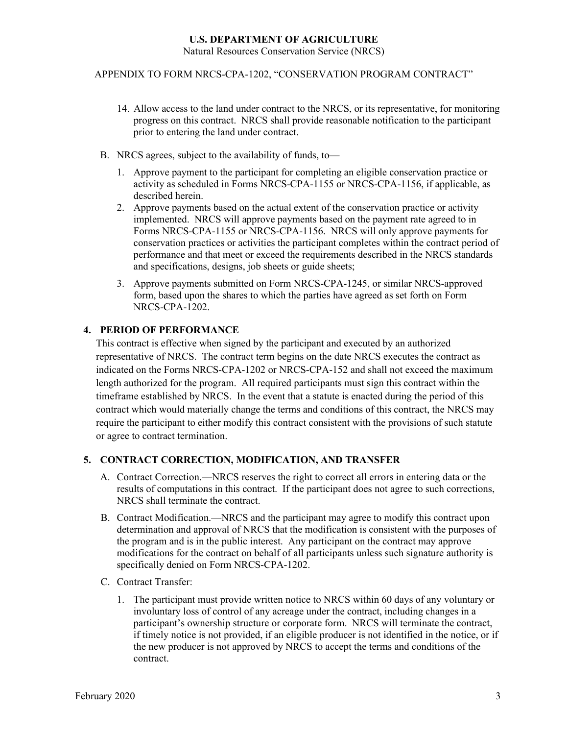14. Allow access to the land under contract to the NRCS, or its representative, for monitoring progress on this contract. NRCS shall provide reasonable notification to the participant prior to entering the land under contract.

B. NRCS agrees, subject to the availability of funds, to—

1. Approve payment to the participant for completing an eligible conservation practice or activity as scheduled in Forms NRCS-CPA-1155 or NRCS-CPA-1156, if applicable, as described herein.
2. Approve payments based on the actual extent of the conservation practice or activity implemented. NRCS will approve payments based on the payment rate agreed to in Forms NRCS-CPA-1155 or NRCS-CPA-1156. NRCS will only approve payments for conservation practices or activities the participant completes within the contract period of performance and that meet or exceed the requirements described in the NRCS standards and specifications, designs, job sheets or guide sheets;
3. Approve payments submitted on Form NRCS-CPA-1245, or similar NRCS-approved form, based upon the shares to which the parties have agreed as set forth on Form NRCS-CPA-1202.

## 4. PERIOD OF PERFORMANCE

This contract is effective when signed by the participant and executed by an authorized representative of NRCS. The contract term begins on the date NRCS executes the contract as indicated on the Forms NRCS-CPA-1202 or NRCS-CPA-152 and shall not exceed the maximum length authorized for the program. All required participants must sign this contract within the timeframe established by NRCS. In the event that a statute is enacted during the period of this contract which would materially change the terms and conditions of this contract, the NRCS may require the participant to either modify this contract consistent with the provisions of such statute or agree to contract termination.

## 5. CONTRACT CORRECTION, MODIFICATION, AND TRANSFER

A. Contract Correction.—NRCS reserves the right to correct all errors in entering data or the results of computations in this contract. If the participant does not agree to such corrections, NRCS shall terminate the contract.

B. Contract Modification.—NRCS and the participant may agree to modify this contract upon determination and approval of NRCS that the modification is consistent with the purposes of the program and is in the public interest. Any participant on the contract may approve modifications for the contract on behalf of all participants unless such signature authority is specifically denied on Form NRCS-CPA-1202.

C. Contract Transfer:

1. The participant must provide written notice to NRCS within 60 days of any voluntary or involuntary loss of control of any acreage under the contract, including changes in a participant's ownership structure or corporate form. NRCS will terminate the contract, if timely notice is not provided, if an eligible producer is not identified in the notice, or if the new producer is not approved by NRCS to accept the terms and conditions of the contract.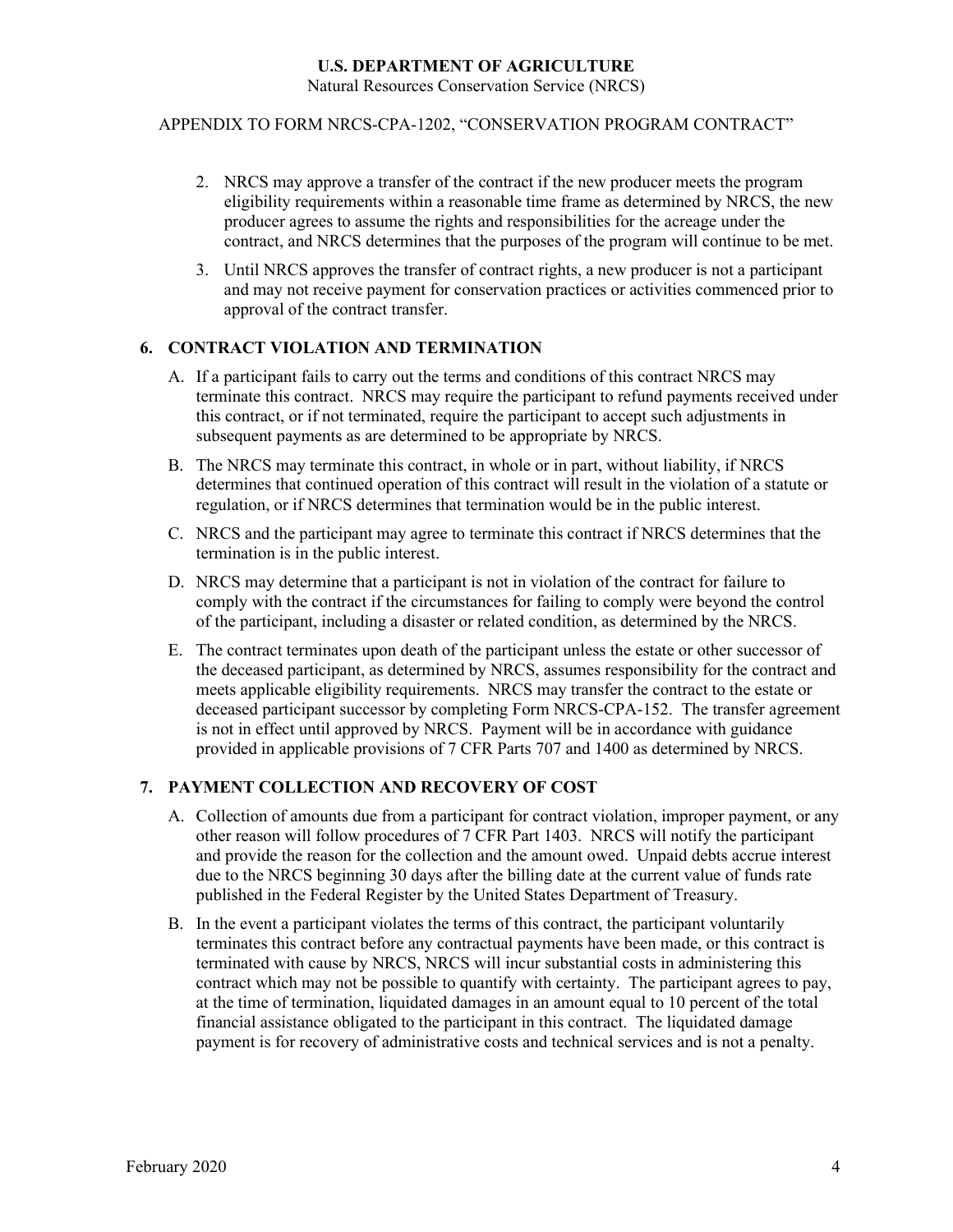2. NRCS may approve a transfer of the contract if the new producer meets the program eligibility requirements within a reasonable time frame as determined by NRCS, the new producer agrees to assume the rights and responsibilities for the acreage under the contract, and NRCS determines that the purposes of the program will continue to be met.
3. Until NRCS approves the transfer of contract rights, a new producer is not a participant and may not receive payment for conservation practices or activities commenced prior to approval of the contract transfer.

## 6. CONTRACT VIOLATION AND TERMINATION

A. If a participant fails to carry out the terms and conditions of this contract NRCS may terminate this contract. NRCS may require the participant to refund payments received under this contract, or if not terminated, require the participant to accept such adjustments in subsequent payments as are determined to be appropriate by NRCS.

B. The NRCS may terminate this contract, in whole or in part, without liability, if NRCS determines that continued operation of this contract will result in the violation of a statute or regulation, or if NRCS determines that termination would be in the public interest.

C. NRCS and the participant may agree to terminate this contract if NRCS determines that the termination is in the public interest.

D. NRCS may determine that a participant is not in violation of the contract for failure to comply with the contract if the circumstances for failing to comply were beyond the control of the participant, including a disaster or related condition, as determined by the NRCS.

E. The contract terminates upon death of the participant unless the estate or other successor of the deceased participant, as determined by NRCS, assumes responsibility for the contract and meets applicable eligibility requirements. NRCS may transfer the contract to the estate or deceased participant successor by completing Form NRCS-CPA-152. The transfer agreement is not in effect until approved by NRCS. Payment will be in accordance with guidance provided in applicable provisions of 7 CFR Parts 707 and 1400 as determined by NRCS.

## 7. PAYMENT COLLECTION AND RECOVERY OF COST

A. Collection of amounts due from a participant for contract violation, improper payment, or any other reason will follow procedures of 7 CFR Part 1403. NRCS will notify the participant and provide the reason for the collection and the amount owed. Unpaid debts accrue interest due to the NRCS beginning 30 days after the billing date at the current value of funds rate published in the Federal Register by the United States Department of Treasury.

B. In the event a participant violates the terms of this contract, the participant voluntarily terminates this contract before any contractual payments have been made, or this contract is terminated with cause by NRCS, NRCS will incur substantial costs in administering this contract which may not be possible to quantify with certainty. The participant agrees to pay, at the time of termination, liquidated damages in an amount equal to 10 percent of the total financial assistance obligated to the participant in this contract. The liquidated damage payment is for recovery of administrative costs and technical services and is not a penalty.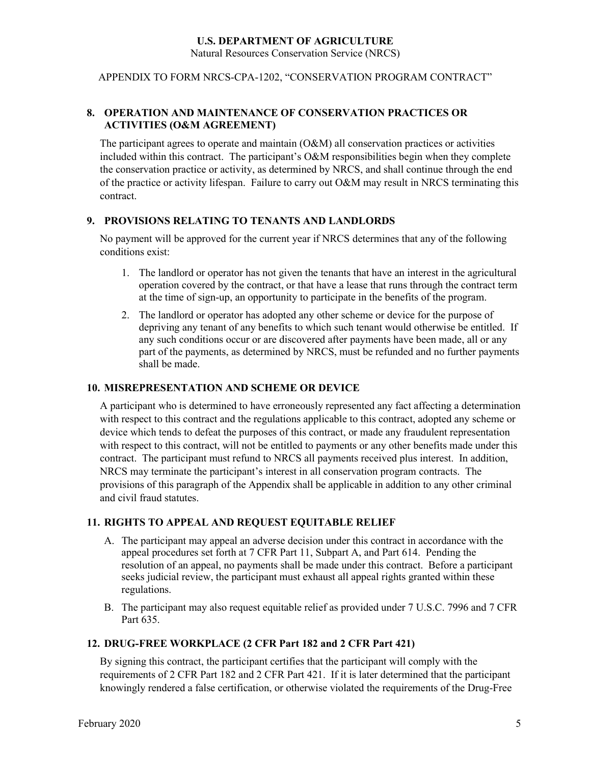## 8. OPERATION AND MAINTENANCE OF CONSERVATION PRACTICES OR ACTIVITIES (O&M AGREEMENT)

The participant agrees to operate and maintain (O&M) all conservation practices or activities included within this contract. The participant's O&M responsibilities begin when they complete the conservation practice or activity, as determined by NRCS, and shall continue through the end of the practice or activity lifespan. Failure to carry out O&M may result in NRCS terminating this contract.

## 9. PROVISIONS RELATING TO TENANTS AND LANDLORDS

No payment will be approved for the current year if NRCS determines that any of the following conditions exist:

1. The landlord or operator has not given the tenants that have an interest in the agricultural operation covered by the contract, or that have a lease that runs through the contract term at the time of sign-up, an opportunity to participate in the benefits of the program.
2. The landlord or operator has adopted any other scheme or device for the purpose of depriving any tenant of any benefits to which such tenant would otherwise be entitled. If any such conditions occur or are discovered after payments have been made, all or any part of the payments, as determined by NRCS, must be refunded and no further payments shall be made.

## 10. MISREPRESENTATION AND SCHEME OR DEVICE

A participant who is determined to have erroneously represented any fact affecting a determination with respect to this contract and the regulations applicable to this contract, adopted any scheme or device which tends to defeat the purposes of this contract, or made any fraudulent representation with respect to this contract, will not be entitled to payments or any other benefits made under this contract. The participant must refund to NRCS all payments received plus interest. In addition, NRCS may terminate the participant's interest in all conservation program contracts. The provisions of this paragraph of the Appendix shall be applicable in addition to any other criminal and civil fraud statutes.

## 11. RIGHTS TO APPEAL AND REQUEST EQUITABLE RELIEF

A. The participant may appeal an adverse decision under this contract in accordance with the appeal procedures set forth at 7 CFR Part 11, Subpart A, and Part 614. Pending the resolution of an appeal, no payments shall be made under this contract. Before a participant seeks judicial review, the participant must exhaust all appeal rights granted within these regulations.

B. The participant may also request equitable relief as provided under 7 U.S.C. 7996 and 7 CFR Part 635.

## 12. DRUG-FREE WORKPLACE (2 CFR Part 182 and 2 CFR Part 421)

By signing this contract, the participant certifies that the participant will comply with the requirements of 2 CFR Part 182 and 2 CFR Part 421. If it is later determined that the participant knowingly rendered a false certification, or otherwise violated the requirements of the Drug-Free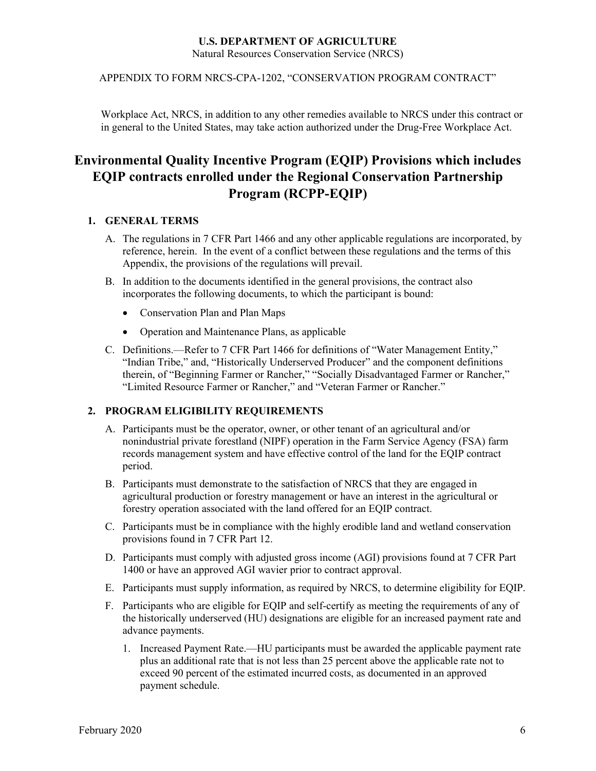Workplace Act, NRCS, in addition to any other remedies available to NRCS under this contract or in general to the United States, may take action authorized under the Drug-Free Workplace Act.

# Environmental Quality Incentive Program (EQIP) Provisions which includes EQIP contracts enrolled under the Regional Conservation Partnership Program (RCPP-EQIP)

## 1. GENERAL TERMS

A. The regulations in 7 CFR Part 1466 and any other applicable regulations are incorporated, by reference, herein. In the event of a conflict between these regulations and the terms of this Appendix, the provisions of the regulations will prevail.

B. In addition to the documents identified in the general provisions, the contract also incorporates the following documents, to which the participant is bound:

- Conservation Plan and Plan Maps
- Operation and Maintenance Plans, as applicable

C. Definitions.—Refer to 7 CFR Part 1466 for definitions of "Water Management Entity," "Indian Tribe," and, "Historically Underserved Producer" and the component definitions therein, of "Beginning Farmer or Rancher," "Socially Disadvantaged Farmer or Rancher," "Limited Resource Farmer or Rancher," and "Veteran Farmer or Rancher."

## 2. PROGRAM ELIGIBILITY REQUIREMENTS

A. Participants must be the operator, owner, or other tenant of an agricultural and/or nonindustrial private forestland (NIPF) operation in the Farm Service Agency (FSA) farm records management system and have effective control of the land for the EQIP contract period.

B. Participants must demonstrate to the satisfaction of NRCS that they are engaged in agricultural production or forestry management or have an interest in the agricultural or forestry operation associated with the land offered for an EQIP contract.

C. Participants must be in compliance with the highly erodible land and wetland conservation provisions found in 7 CFR Part 12.

D. Participants must comply with adjusted gross income (AGI) provisions found at 7 CFR Part 1400 or have an approved AGI wavier prior to contract approval.

E. Participants must supply information, as required by NRCS, to determine eligibility for EQIP.

F. Participants who are eligible for EQIP and self-certify as meeting the requirements of any of the historically underserved (HU) designations are eligible for an increased payment rate and advance payments.

1. Increased Payment Rate.—HU participants must be awarded the applicable payment rate plus an additional rate that is not less than 25 percent above the applicable rate not to exceed 90 percent of the estimated incurred costs, as documented in an approved payment schedule.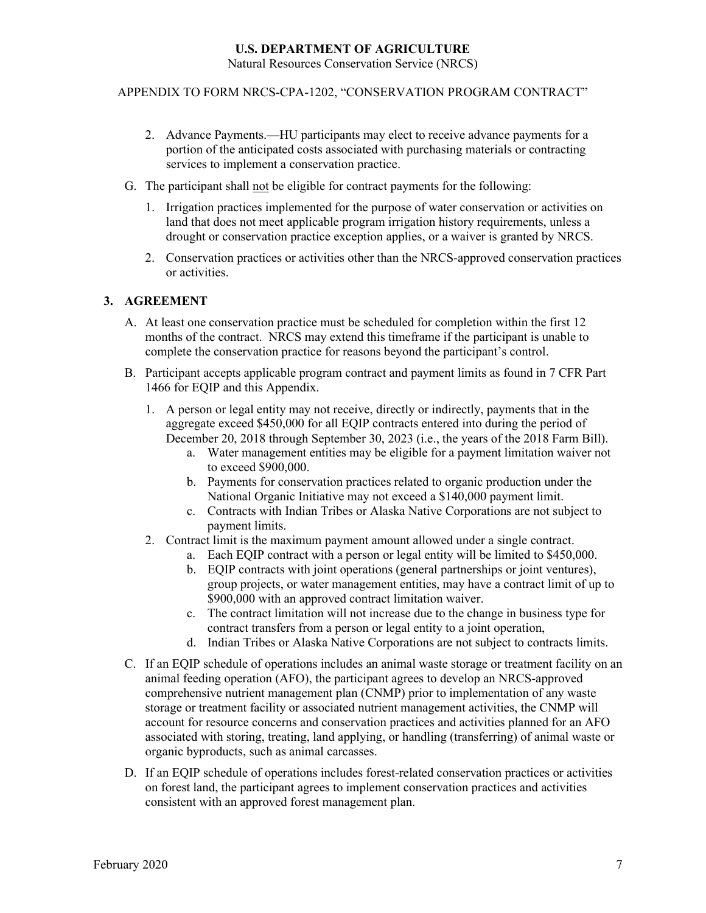2. Advance Payments.—HU participants may elect to receive advance payments for a portion of the anticipated costs associated with purchasing materials or contracting services to implement a conservation practice.

G. The participant shall <u>not</u> be eligible for contract payments for the following:

1. Irrigation practices implemented for the purpose of water conservation or activities on land that does not meet applicable program irrigation history requirements, unless a drought or conservation practice exception applies, or a waiver is granted by NRCS.
2. Conservation practices or activities other than the NRCS-approved conservation practices or activities.

## 3. AGREEMENT

A. At least one conservation practice must be scheduled for completion within the first 12 months of the contract. NRCS may extend this timeframe if the participant is unable to complete the conservation practice for reasons beyond the participant's control.

B. Participant accepts applicable program contract and payment limits as found in 7 CFR Part 1466 for EQIP and this Appendix.

1. A person or legal entity may not receive, directly or indirectly, payments that in the aggregate exceed \$450,000 for all EQIP contracts entered into during the period of December 20, 2018 through September 30, 2023 (i.e., the years of the 2018 Farm Bill).
   a. Water management entities may be eligible for a payment limitation waiver not to exceed \$900,000.
   b. Payments for conservation practices related to organic production under the National Organic Initiative may not exceed a \$140,000 payment limit.
   c. Contracts with Indian Tribes or Alaska Native Corporations are not subject to payment limits.
2. Contract limit is the maximum payment amount allowed under a single contract.
   a. Each EQIP contract with a person or legal entity will be limited to \$450,000.
   b. EQIP contracts with joint operations (general partnerships or joint ventures), group projects, or water management entities, may have a contract limit of up to \$900,000 with an approved contract limitation waiver.
   c. The contract limitation will not increase due to the change in business type for contract transfers from a person or legal entity to a joint operation,
   d. Indian Tribes or Alaska Native Corporations are not subject to contracts limits.

C. If an EQIP schedule of operations includes an animal waste storage or treatment facility on an animal feeding operation (AFO), the participant agrees to develop an NRCS-approved comprehensive nutrient management plan (CNMP) prior to implementation of any waste storage or treatment facility or associated nutrient management activities, the CNMP will account for resource concerns and conservation practices and activities planned for an AFO associated with storing, treating, land applying, or handling (transferring) of animal waste or organic byproducts, such as animal carcasses.

D. If an EQIP schedule of operations includes forest-related conservation practices or activities on forest land, the participant agrees to implement conservation practices and activities consistent with an approved forest management plan.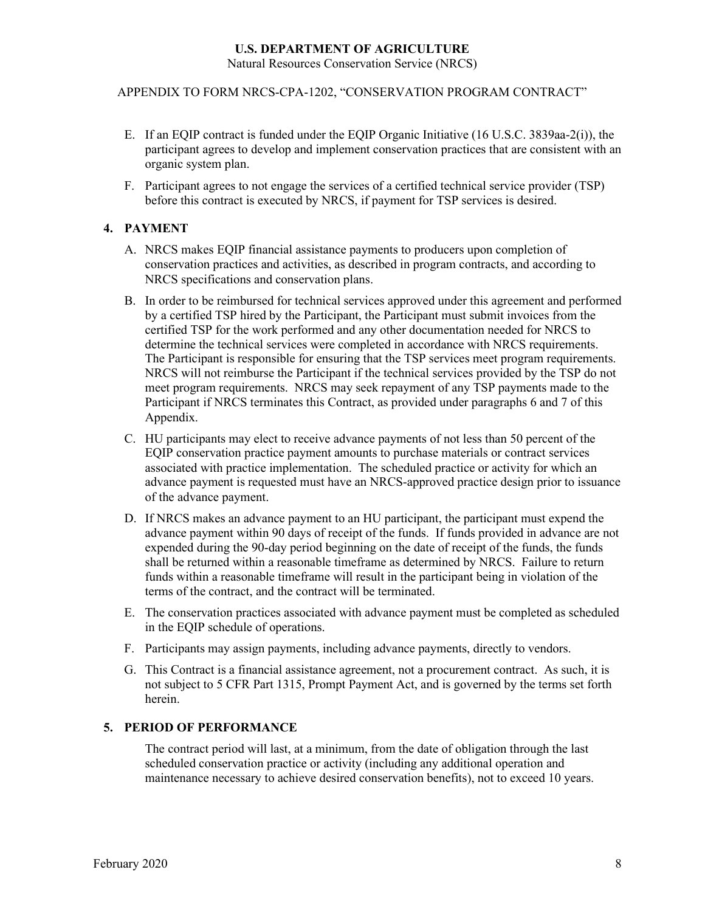E. If an EQIP contract is funded under the EQIP Organic Initiative (16 U.S.C. 3839aa-2(i)), the participant agrees to develop and implement conservation practices that are consistent with an organic system plan.

F. Participant agrees to not engage the services of a certified technical service provider (TSP) before this contract is executed by NRCS, if payment for TSP services is desired.

## 4. PAYMENT

A. NRCS makes EQIP financial assistance payments to producers upon completion of conservation practices and activities, as described in program contracts, and according to NRCS specifications and conservation plans.

B. In order to be reimbursed for technical services approved under this agreement and performed by a certified TSP hired by the Participant, the Participant must submit invoices from the certified TSP for the work performed and any other documentation needed for NRCS to determine the technical services were completed in accordance with NRCS requirements. The Participant is responsible for ensuring that the TSP services meet program requirements. NRCS will not reimburse the Participant if the technical services provided by the TSP do not meet program requirements. NRCS may seek repayment of any TSP payments made to the Participant if NRCS terminates this Contract, as provided under paragraphs 6 and 7 of this Appendix.

C. HU participants may elect to receive advance payments of not less than 50 percent of the EQIP conservation practice payment amounts to purchase materials or contract services associated with practice implementation. The scheduled practice or activity for which an advance payment is requested must have an NRCS-approved practice design prior to issuance of the advance payment.

D. If NRCS makes an advance payment to an HU participant, the participant must expend the advance payment within 90 days of receipt of the funds. If funds provided in advance are not expended during the 90-day period beginning on the date of receipt of the funds, the funds shall be returned within a reasonable timeframe as determined by NRCS. Failure to return funds within a reasonable timeframe will result in the participant being in violation of the terms of the contract, and the contract will be terminated.

E. The conservation practices associated with advance payment must be completed as scheduled in the EQIP schedule of operations.

F. Participants may assign payments, including advance payments, directly to vendors.

G. This Contract is a financial assistance agreement, not a procurement contract. As such, it is not subject to 5 CFR Part 1315, Prompt Payment Act, and is governed by the terms set forth herein.

## 5. PERIOD OF PERFORMANCE

The contract period will last, at a minimum, from the date of obligation through the last scheduled conservation practice or activity (including any additional operation and maintenance necessary to achieve desired conservation benefits), not to exceed 10 years.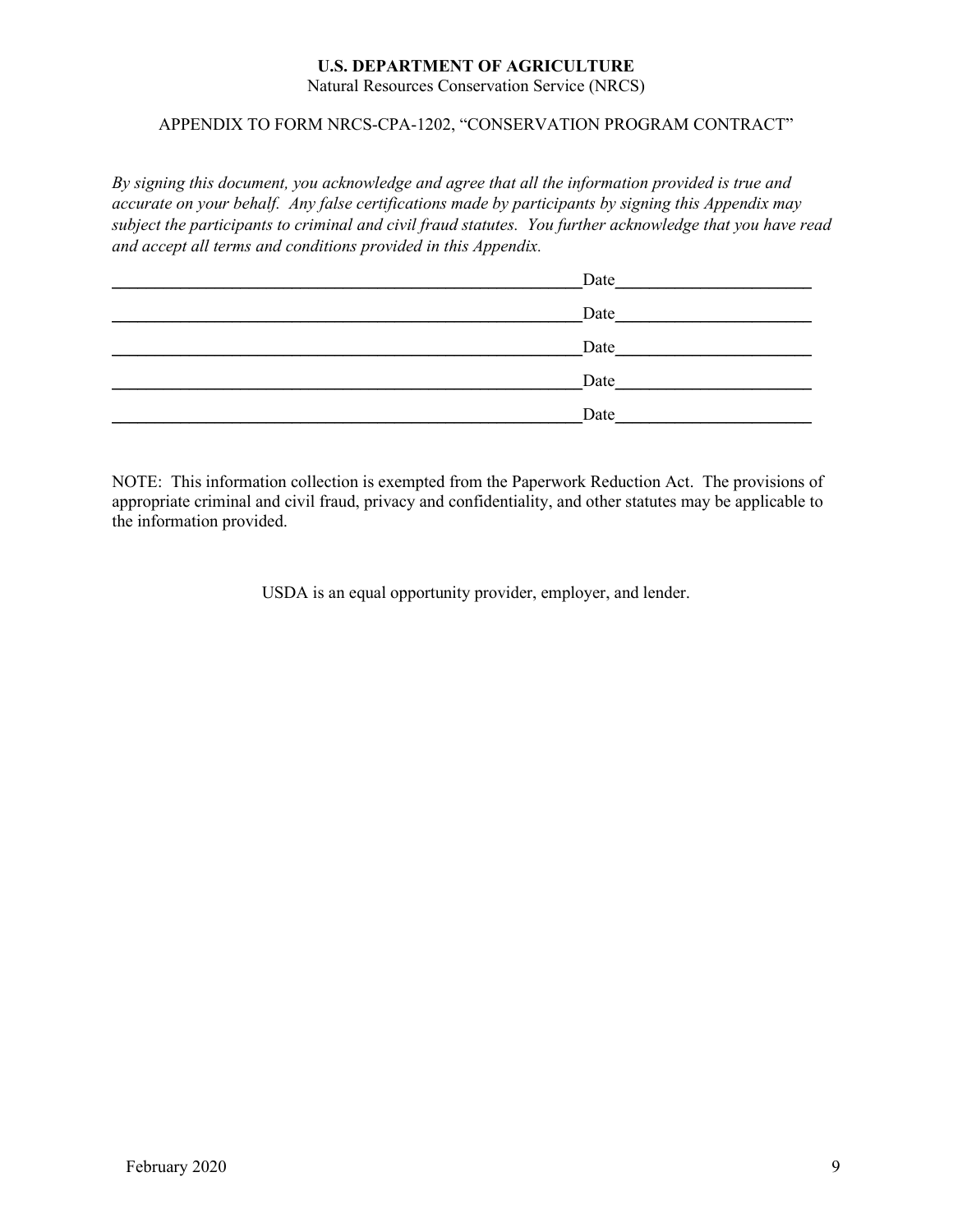**U.S. DEPARTMENT OF AGRICULTURE**
Natural Resources Conservation Service (NRCS)

APPENDIX TO FORM NRCS-CPA-1202, "CONSERVATION PROGRAM CONTRACT"

*By signing this document, you acknowledge and agree that all the information provided is true and accurate on your behalf. Any false certifications made by participants by signing this Appendix may subject the participants to criminal and civil fraud statutes. You further acknowledge that you have read and accept all terms and conditions provided in this Appendix.*

______________________________________________________ Date______________________

______________________________________________________ Date______________________

______________________________________________________ Date______________________

______________________________________________________ Date______________________

______________________________________________________ Date______________________

NOTE: This information collection is exempted from the Paperwork Reduction Act. The provisions of appropriate criminal and civil fraud, privacy and confidentiality, and other statutes may be applicable to the information provided.

USDA is an equal opportunity provider, employer, and lender.

February 2020